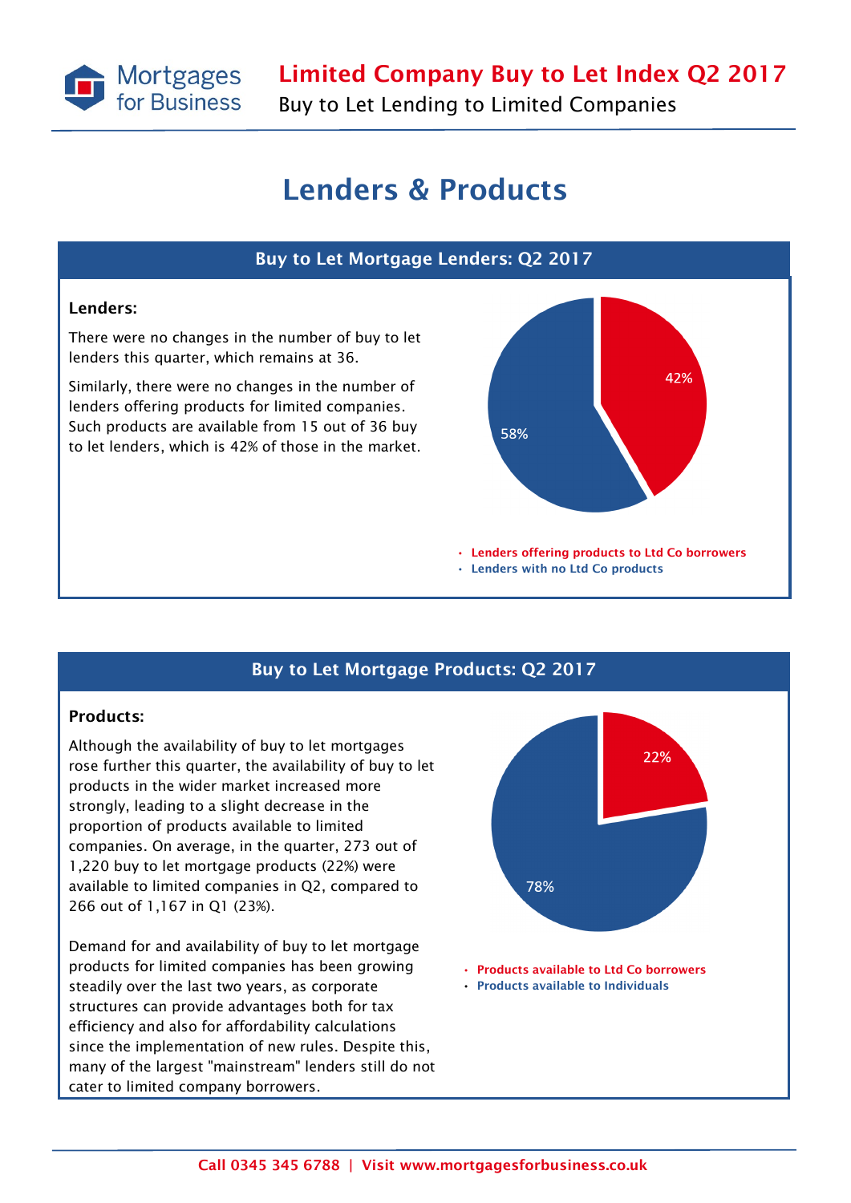# Limited Company Buy to Let Index Q2 2017

Buy to Let Lending to Limited Companies

## Lenders & Products

### Buy to Let Mortgage Lenders: Q2 2017

**Lenders:**

There were no changes in the number of buy to let lenders this quarter, which remains at 36.

Similarly, there were no changes in the number of lenders offering products for limited companies. Such products are available from 15 out of 36 buy to let lenders, which is 42% of those in the market.

42%

58%

- Lenders offering products to Ltd Co borrowers
- Lenders with no Ltd Co products

### Buy to Let Mortgage Products: Q2 2017

**Products:**

Although the availability of buy to let mortgages rose further this quarter, the availability of buy to let products in the wider market increased more strongly, leading to a slight decrease in the proportion of products available to limited companies. On average, in the quarter, 273 out of 1,220 buy to let mortgage products (22%) were available to limited companies in Q2, compared to 266 out of 1,167 in Q1 (23%).

Demand for and availability of buy to let mortgage products for limited companies has been growing steadily over the last two years, as corporate structures can provide advantages both for tax efficiency and also for affordability calculations since the implementation of new rules. Despite this, many of the largest "mainstream" lenders still do not cater to limited company borrowers.

22%

78%

- Products available to Ltd Co borrowers
- Products available to Individuals

Call 0345 345 6788 | Visit www.mortgagesforbusiness.co.uk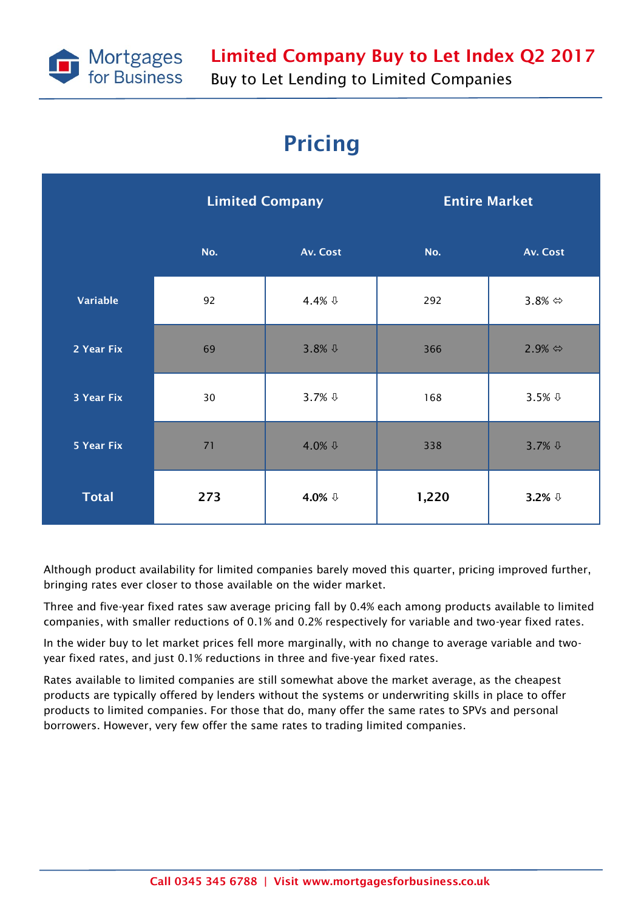# Limited Company Buy to Let Index Q2 2017

Buy to Let Lending to Limited Companies

## Pricing

| | Limited Company | | Entire Market | |
|---|---|---|---|---|
| | No. | Av. Cost | No. | Av. Cost |
| Variable | 92 | 4.4% ⇩ | 292 | 3.8% ⇔ |
| 2 Year Fix | 69 | 3.8% ⇩ | 366 | 2.9% ⇔ |
| 3 Year Fix | 30 | 3.7% ⇩ | 168 | 3.5% ⇩ |
| 5 Year Fix | 71 | 4.0% ⇩ | 338 | 3.7% ⇩ |
| **Total** | **273** | **4.0%** ⇩ | **1,220** | **3.2%** ⇩ |

Although product availability for limited companies barely moved this quarter, pricing improved further, bringing rates ever closer to those available on the wider market.

Three and five-year fixed rates saw average pricing fall by 0.4% each among products available to limited companies, with smaller reductions of 0.1% and 0.2% respectively for variable and two-year fixed rates.

In the wider buy to let market prices fell more marginally, with no change to average variable and two-year fixed rates, and just 0.1% reductions in three and five-year fixed rates.

Rates available to limited companies are still somewhat above the market average, as the cheapest products are typically offered by lenders without the systems or underwriting skills in place to offer products to limited companies. For those that do, many offer the same rates to SPVs and personal borrowers. However, very few offer the same rates to trading limited companies.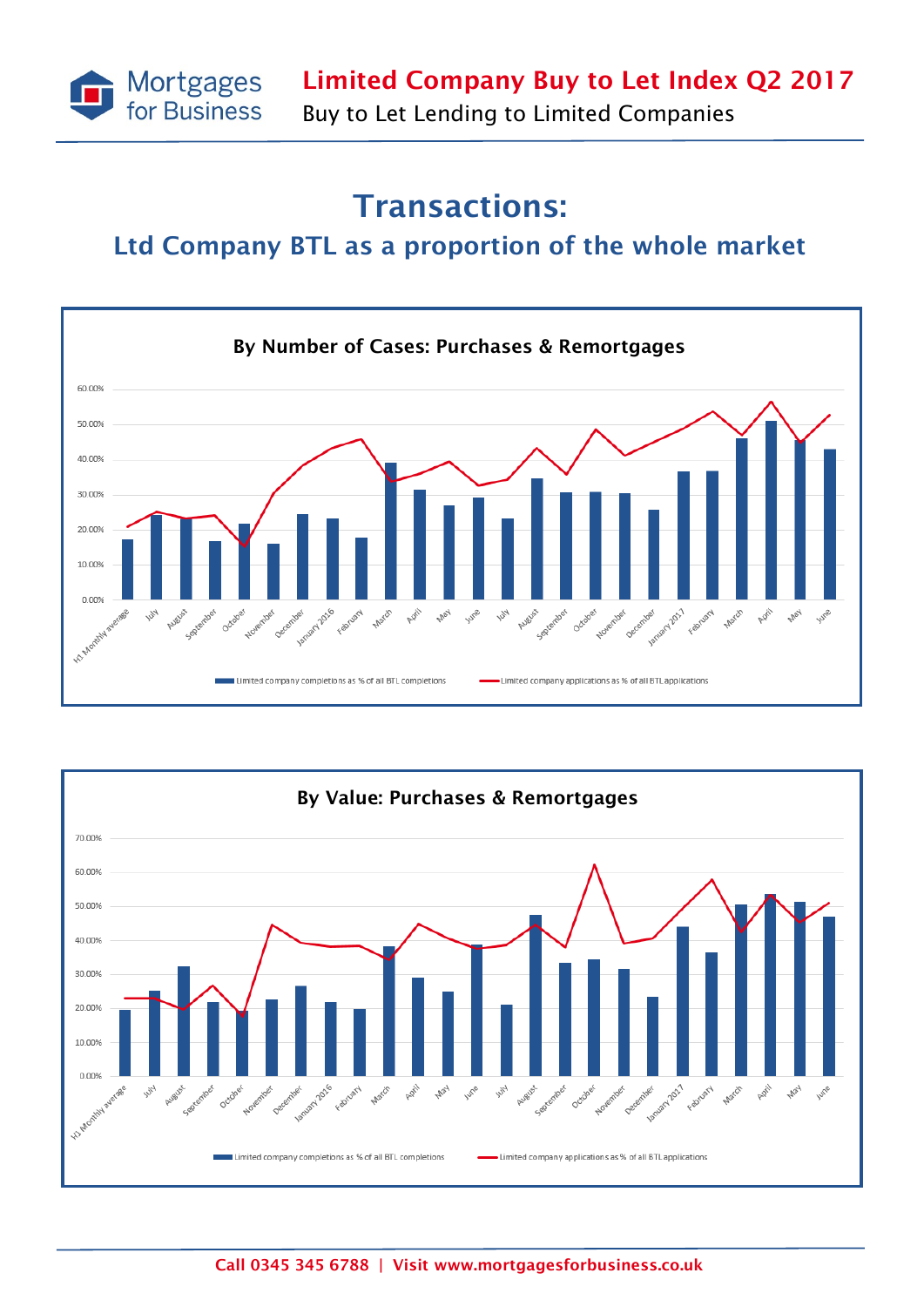# Transactions:

## Ltd Company BTL as a proportion of the whole market

### By Number of Cases: Purchases & Remortgages

60.00%
50.00%
40.00%
30.00%
20.00%
10.00%
0.00%

H1 Monthly average, July, August, September, October, November, December, January 2016, February, March, April, May, June, July, August, September, October, November, December, January 2017, February, March, April, May, June

Limited company completions as % of all BTL completions — Limited company applications as % of all BTL applications

### By Value: Purchases & Remortgages

70.00%
60.00%
50.00%
40.00%
30.00%
20.00%
10.00%
0.00%

H1 Monthly average, July, August, September, October, November, December, January 2016, February, March, April, May, June, July, August, September, October, November, December, January 2017, February, March, April, May, June

Limited company completions as % of all BTL completions — Limited company applications as % of all BTL applications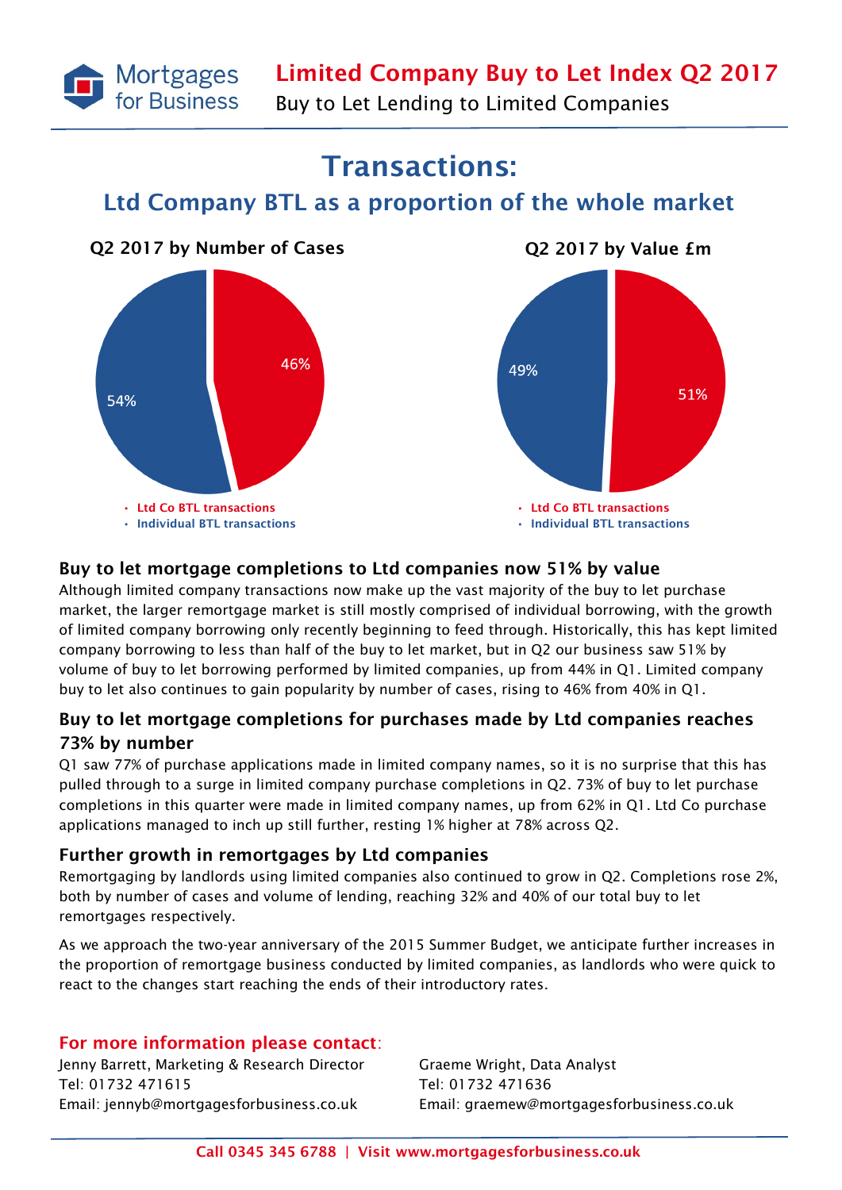Mortgages for Business

# Limited Company Buy to Let Index Q2 2017

Buy to Let Lending to Limited Companies

## Transactions:

### Ltd Company BTL as a proportion of the whole market

**Q2 2017 by Number of Cases**

46%

54%

- Ltd Co BTL transactions
- Individual BTL transactions

**Q2 2017 by Value £m**

49%

51%

- Ltd Co BTL transactions
- Individual BTL transactions

### Buy to let mortgage completions to Ltd companies now 51% by value

Although limited company transactions now make up the vast majority of the buy to let purchase market, the larger remortgage market is still mostly comprised of individual borrowing, with the growth of limited company borrowing only recently beginning to feed through. Historically, this has kept limited company borrowing to less than half of the buy to let market, but in Q2 our business saw 51% by volume of buy to let borrowing performed by limited companies, up from 44% in Q1. Limited company buy to let also continues to gain popularity by number of cases, rising to 46% from 40% in Q1.

### Buy to let mortgage completions for purchases made by Ltd companies reaches 73% by number

Q1 saw 77% of purchase applications made in limited company names, so it is no surprise that this has pulled through to a surge in limited company purchase completions in Q2. 73% of buy to let purchase completions in this quarter were made in limited company names, up from 62% in Q1. Ltd Co purchase applications managed to inch up still further, resting 1% higher at 78% across Q2.

### Further growth in remortgages by Ltd companies

Remortgaging by landlords using limited companies also continued to grow in Q2. Completions rose 2%, both by number of cases and volume of lending, reaching 32% and 40% of our total buy to let remortgages respectively.

As we approach the two-year anniversary of the 2015 Summer Budget, we anticipate further increases in the proportion of remortgage business conducted by limited companies, as landlords who were quick to react to the changes start reaching the ends of their introductory rates.

### For more information please contact:

Jenny Barrett, Marketing & Research Director
Tel: 01732 471615
Email: jennyb@mortgagesforbusiness.co.uk

Graeme Wright, Data Analyst
Tel: 01732 471636
Email: graemew@mortgagesforbusiness.co.uk

**Call 0345 345 6788 | Visit www.mortgagesforbusiness.co.uk**